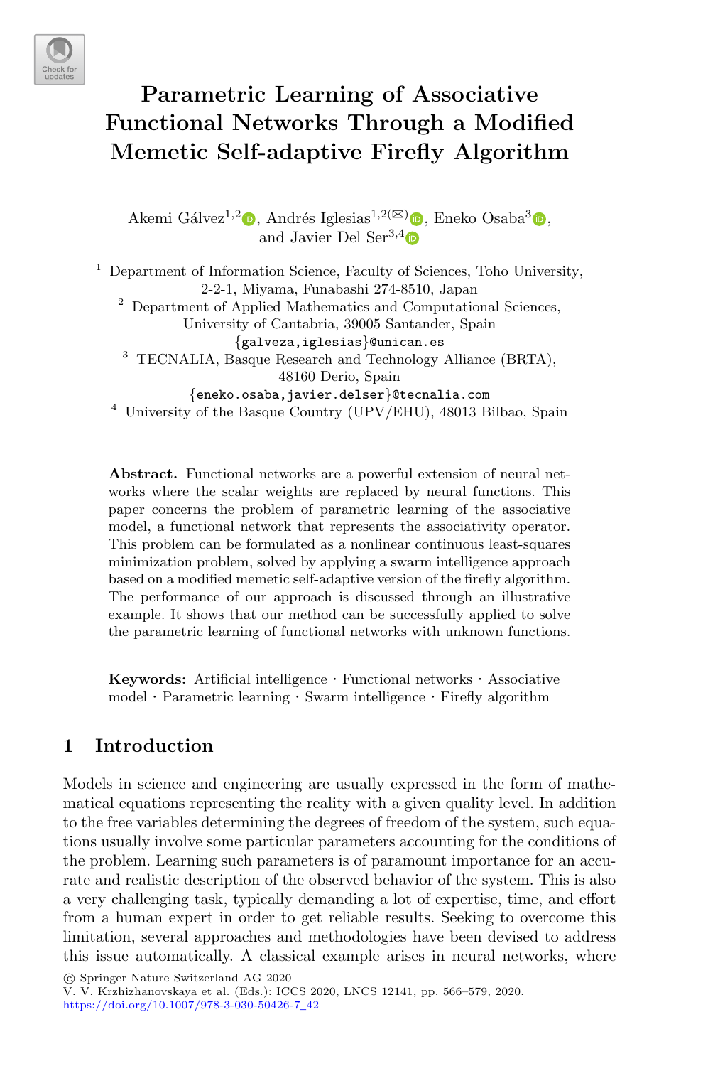# Parametric Learning of Associative Functional Networks Through a Modified Memetic Self-adaptive Firefly Algorithm

Akemi Gálvez[1,2], Andrés Iglesias[1,2(✉)], Eneko Osaba[3], and Javier Del Ser[3,4]

[1] Department of Information Science, Faculty of Sciences, Toho University, 2-2-1, Miyama, Funabashi 274-8510, Japan

[2] Department of Applied Mathematics and Computational Sciences, University of Cantabria, 39005 Santander, Spain
{galveza,iglesias}@unican.es

[3] TECNALIA, Basque Research and Technology Alliance (BRTA), 48160 Derio, Spain
{eneko.osaba,javier.delser}@tecnalia.com

[4] University of the Basque Country (UPV/EHU), 48013 Bilbao, Spain

**Abstract.** Functional networks are a powerful extension of neural networks where the scalar weights are replaced by neural functions. This paper concerns the problem of parametric learning of the associative model, a functional network that represents the associativity operator. This problem can be formulated as a nonlinear continuous least-squares minimization problem, solved by applying a swarm intelligence approach based on a modified memetic self-adaptive version of the firefly algorithm. The performance of our approach is discussed through an illustrative example. It shows that our method can be successfully applied to solve the parametric learning of functional networks with unknown functions.

**Keywords:** Artificial intelligence · Functional networks · Associative model · Parametric learning · Swarm intelligence · Firefly algorithm

## 1 Introduction

Models in science and engineering are usually expressed in the form of mathematical equations representing the reality with a given quality level. In addition to the free variables determining the degrees of freedom of the system, such equations usually involve some particular parameters accounting for the conditions of the problem. Learning such parameters is of paramount importance for an accurate and realistic description of the observed behavior of the system. This is also a very challenging task, typically demanding a lot of expertise, time, and effort from a human expert in order to get reliable results. Seeking to overcome this limitation, several approaches and methodologies have been devised to address this issue automatically. A classical example arises in neural networks, where

© Springer Nature Switzerland AG 2020
V. V. Krzhizhanovskaya et al. (Eds.): ICCS 2020, LNCS 12141, pp. 566–579, 2020.
https://doi.org/10.1007/978-3-030-50426-7_42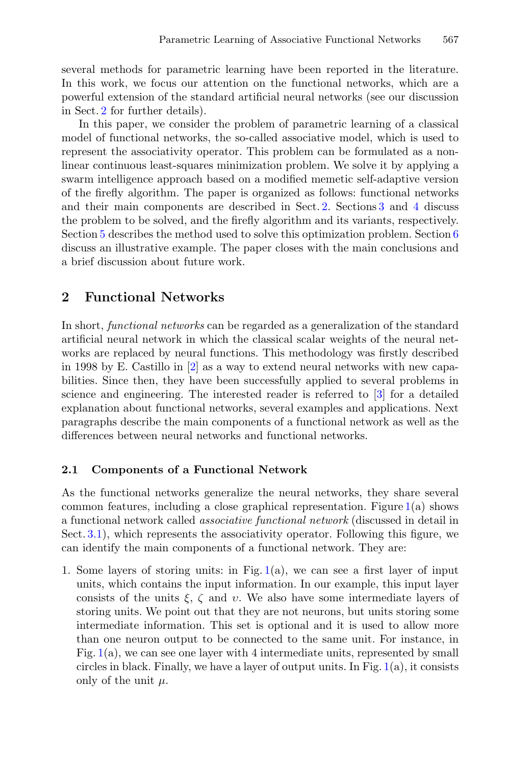several methods for parametric learning have been reported in the literature. In this work, we focus our attention on the functional networks, which are a powerful extension of the standard artificial neural networks (see our discussion in Sect. 2 for further details).

In this paper, we consider the problem of parametric learning of a classical model of functional networks, the so-called associative model, which is used to represent the associativity operator. This problem can be formulated as a non-linear continuous least-squares minimization problem. We solve it by applying a swarm intelligence approach based on a modified memetic self-adaptive version of the firefly algorithm. The paper is organized as follows: functional networks and their main components are described in Sect. 2. Sections 3 and 4 discuss the problem to be solved, and the firefly algorithm and its variants, respectively. Section 5 describes the method used to solve this optimization problem. Section 6 discuss an illustrative example. The paper closes with the main conclusions and a brief discussion about future work.

## 2 Functional Networks

In short, *functional networks* can be regarded as a generalization of the standard artificial neural network in which the classical scalar weights of the neural networks are replaced by neural functions. This methodology was firstly described in 1998 by E. Castillo in [2] as a way to extend neural networks with new capabilities. Since then, they have been successfully applied to several problems in science and engineering. The interested reader is referred to [3] for a detailed explanation about functional networks, several examples and applications. Next paragraphs describe the main components of a functional network as well as the differences between neural networks and functional networks.

### 2.1 Components of a Functional Network

As the functional networks generalize the neural networks, they share several common features, including a close graphical representation. Figure 1(a) shows a functional network called *associative functional network* (discussed in detail in Sect. 3.1), which represents the associativity operator. Following this figure, we can identify the main components of a functional network. They are:

1. Some layers of storing units: in Fig. 1(a), we can see a first layer of input units, which contains the input information. In our example, this input layer consists of the units $\xi$, $\zeta$ and $\upsilon$. We also have some intermediate layers of storing units. We point out that they are not neurons, but units storing some intermediate information. This set is optional and it is used to allow more than one neuron output to be connected to the same unit. For instance, in Fig. 1(a), we can see one layer with 4 intermediate units, represented by small circles in black. Finally, we have a layer of output units. In Fig. 1(a), it consists only of the unit $\mu$.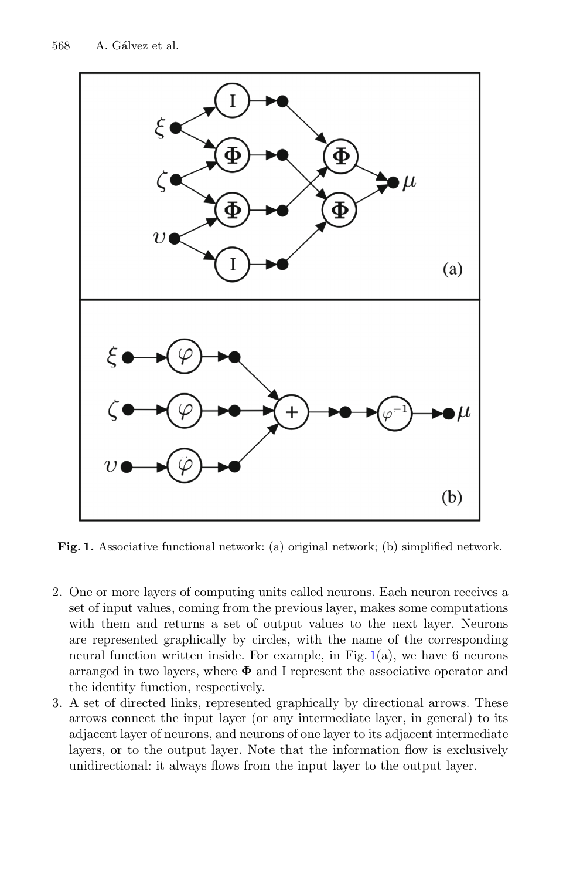Fig. 1. Associative functional network: (a) original network; (b) simplified network.

2. One or more layers of computing units called neurons. Each neuron receives a set of input values, coming from the previous layer, makes some computations with them and returns a set of output values to the next layer. Neurons are represented graphically by circles, with the name of the corresponding neural function written inside. For example, in Fig. 1(a), we have 6 neurons arranged in two layers, where $\mathbf{\Phi}$ and I represent the associative operator and the identity function, respectively.
3. A set of directed links, represented graphically by directional arrows. These arrows connect the input layer (or any intermediate layer, in general) to its adjacent layer of neurons, and neurons of one layer to its adjacent intermediate layers, or to the output layer. Note that the information flow is exclusively unidirectional: it always flows from the input layer to the output layer.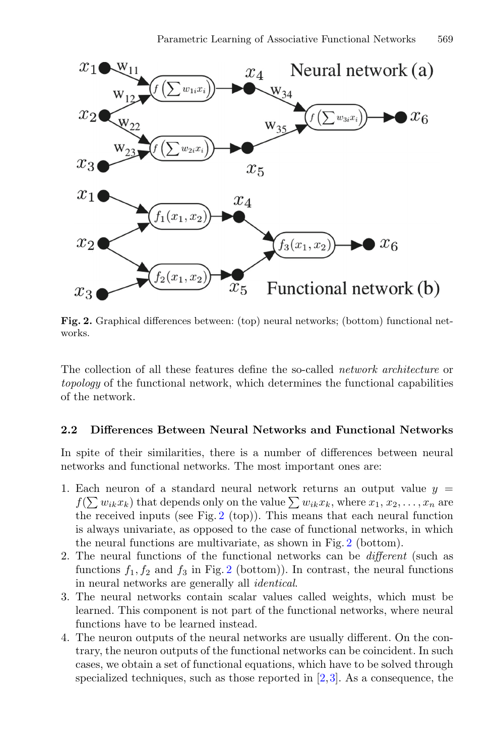Fig. 2. Graphical differences between: (top) neural networks; (bottom) functional networks.

The collection of all these features define the so-called *network architecture* or *topology* of the functional network, which determines the functional capabilities of the network.

### 2.2 Differences Between Neural Networks and Functional Networks

In spite of their similarities, there is a number of differences between neural networks and functional networks. The most important ones are:

1. Each neuron of a standard neural network returns an output value $y = f(\sum w_{ik} x_k)$ that depends only on the value $\sum w_{ik} x_k$, where $x_1, x_2, \ldots, x_n$ are the received inputs (see Fig. 2 (top)). This means that each neural function is always univariate, as opposed to the case of functional networks, in which the neural functions are multivariate, as shown in Fig. 2 (bottom).
2. The neural functions of the functional networks can be *different* (such as functions $f_1, f_2$ and $f_3$ in Fig. 2 (bottom)). In contrast, the neural functions in neural networks are generally all *identical*.
3. The neural networks contain scalar values called weights, which must be learned. This component is not part of the functional networks, where neural functions have to be learned instead.
4. The neuron outputs of the neural networks are usually different. On the contrary, the neuron outputs of the functional networks can be coincident. In such cases, we obtain a set of functional equations, which have to be solved through specialized techniques, such as those reported in [2,3]. As a consequence, the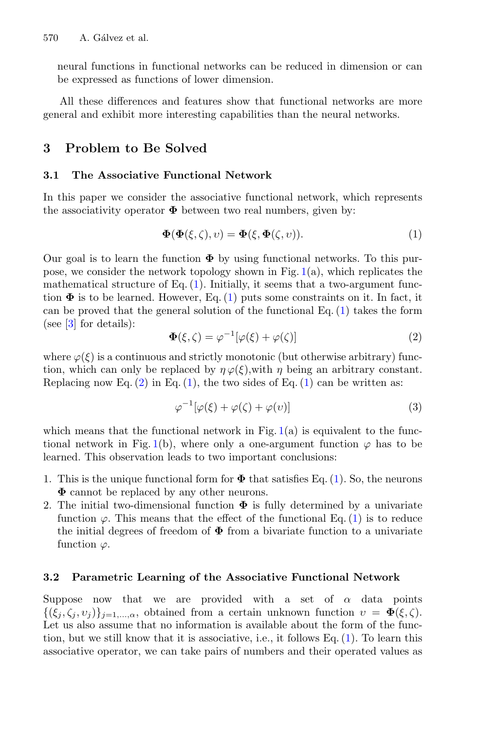neural functions in functional networks can be reduced in dimension or can be expressed as functions of lower dimension.

All these differences and features show that functional networks are more general and exhibit more interesting capabilities than the neural networks.

## 3 Problem to Be Solved

### 3.1 The Associative Functional Network

In this paper we consider the associative functional network, which represents the associativity operator $\mathbf{\Phi}$ between two real numbers, given by:

$$\mathbf{\Phi}(\mathbf{\Phi}(\xi, \zeta), \upsilon) = \mathbf{\Phi}(\xi, \mathbf{\Phi}(\zeta, \upsilon)). \tag{1}$$

Our goal is to learn the function $\mathbf{\Phi}$ by using functional networks. To this purpose, we consider the network topology shown in Fig. 1(a), which replicates the mathematical structure of Eq. (1). Initially, it seems that a two-argument function $\mathbf{\Phi}$ is to be learned. However, Eq. (1) puts some constraints on it. In fact, it can be proved that the general solution of the functional Eq. (1) takes the form (see [3] for details):

$$\mathbf{\Phi}(\xi, \zeta) = \varphi^{-1}[\varphi(\xi) + \varphi(\zeta)] \tag{2}$$

where $\varphi(\xi)$ is a continuous and strictly monotonic (but otherwise arbitrary) function, which can only be replaced by $\eta\,\varphi(\xi)$,with $\eta$ being an arbitrary constant. Replacing now Eq. (2) in Eq. (1), the two sides of Eq. (1) can be written as:

$$\varphi^{-1}[\varphi(\xi) + \varphi(\zeta) + \varphi(\upsilon)] \tag{3}$$

which means that the functional network in Fig. 1(a) is equivalent to the functional network in Fig. 1(b), where only a one-argument function $\varphi$ has to be learned. This observation leads to two important conclusions:

1. This is the unique functional form for $\mathbf{\Phi}$ that satisfies Eq. (1). So, the neurons $\mathbf{\Phi}$ cannot be replaced by any other neurons.
2. The initial two-dimensional function $\mathbf{\Phi}$ is fully determined by a univariate function $\varphi$. This means that the effect of the functional Eq. (1) is to reduce the initial degrees of freedom of $\mathbf{\Phi}$ from a bivariate function to a univariate function $\varphi$.

### 3.2 Parametric Learning of the Associative Functional Network

Suppose now that we are provided with a set of $\alpha$ data points $\{(\xi_j, \zeta_j, \upsilon_j)\}_{j=1,\ldots,\alpha}$, obtained from a certain unknown function $\upsilon = \mathbf{\Phi}(\xi, \zeta)$. Let us also assume that no information is available about the form of the function, but we still know that it is associative, i.e., it follows Eq. (1). To learn this associative operator, we can take pairs of numbers and their operated values as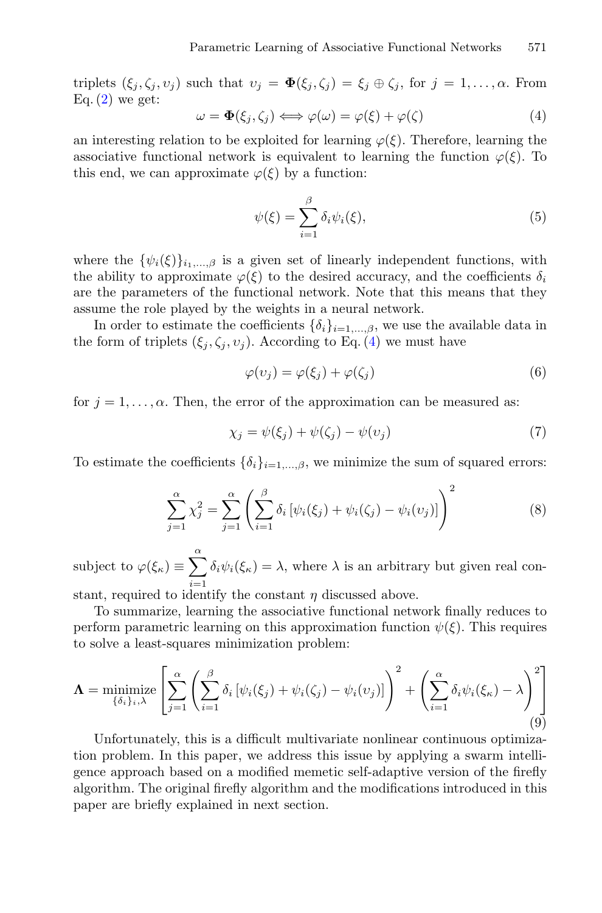triplets $(\xi_j, \zeta_j, \upsilon_j)$ such that $\upsilon_j = \mathbf{\Phi}(\xi_j, \zeta_j) = \xi_j \oplus \zeta_j$, for $j = 1, \ldots, \alpha$. From Eq. (2) we get:

$$\omega = \mathbf{\Phi}(\xi_j, \zeta_j) \Longleftrightarrow \varphi(\omega) = \varphi(\xi) + \varphi(\zeta) \tag{4}$$

an interesting relation to be exploited for learning $\varphi(\xi)$. Therefore, learning the associative functional network is equivalent to learning the function $\varphi(\xi)$. To this end, we can approximate $\varphi(\xi)$ by a function:

$$\psi(\xi) = \sum_{i=1}^{\beta} \delta_i \psi_i(\xi), \tag{5}$$

where the $\{\psi_i(\xi)\}_{i_1,\ldots,\beta}$ is a given set of linearly independent functions, with the ability to approximate $\varphi(\xi)$ to the desired accuracy, and the coefficients $\delta_i$ are the parameters of the functional network. Note that this means that they assume the role played by the weights in a neural network.

In order to estimate the coefficients $\{\delta_i\}_{i=1,\ldots,\beta}$, we use the available data in the form of triplets $(\xi_j, \zeta_j, \upsilon_j)$. According to Eq. (4) we must have

$$\varphi(\upsilon_j) = \varphi(\xi_j) + \varphi(\zeta_j) \tag{6}$$

for $j = 1, \ldots, \alpha$. Then, the error of the approximation can be measured as:

$$\chi_j = \psi(\xi_j) + \psi(\zeta_j) - \psi(\upsilon_j) \tag{7}$$

To estimate the coefficients $\{\delta_i\}_{i=1,\ldots,\beta}$, we minimize the sum of squared errors:

$$\sum_{j=1}^{\alpha} \chi_j^2 = \sum_{j=1}^{\alpha} \left( \sum_{i=1}^{\beta} \delta_i \left[ \psi_i(\xi_j) + \psi_i(\zeta_j) - \psi_i(\upsilon_j) \right] \right)^2 \tag{8}$$

subject to $\varphi(\xi_\kappa) \equiv \sum_{i=1}^{\alpha} \delta_i \psi_i(\xi_\kappa) = \lambda$, where $\lambda$ is an arbitrary but given real constant, required to identify the constant $\eta$ discussed above.

To summarize, learning the associative functional network finally reduces to perform parametric learning on this approximation function $\psi(\xi)$. This requires to solve a least-squares minimization problem:

$$\mathbf{\Lambda} = \underset{\{\delta_i\}_i, \lambda}{\text{minimize}} \left[ \sum_{j=1}^{\alpha} \left( \sum_{i=1}^{\beta} \delta_i \left[ \psi_i(\xi_j) + \psi_i(\zeta_j) - \psi_i(\upsilon_j) \right] \right)^2 + \left( \sum_{i=1}^{\alpha} \delta_i \psi_i(\xi_\kappa) - \lambda \right)^2 \right] \tag{9}$$

Unfortunately, this is a difficult multivariate nonlinear continuous optimization problem. In this paper, we address this issue by applying a swarm intelligence approach based on a modified memetic self-adaptive version of the firefly algorithm. The original firefly algorithm and the modifications introduced in this paper are briefly explained in next section.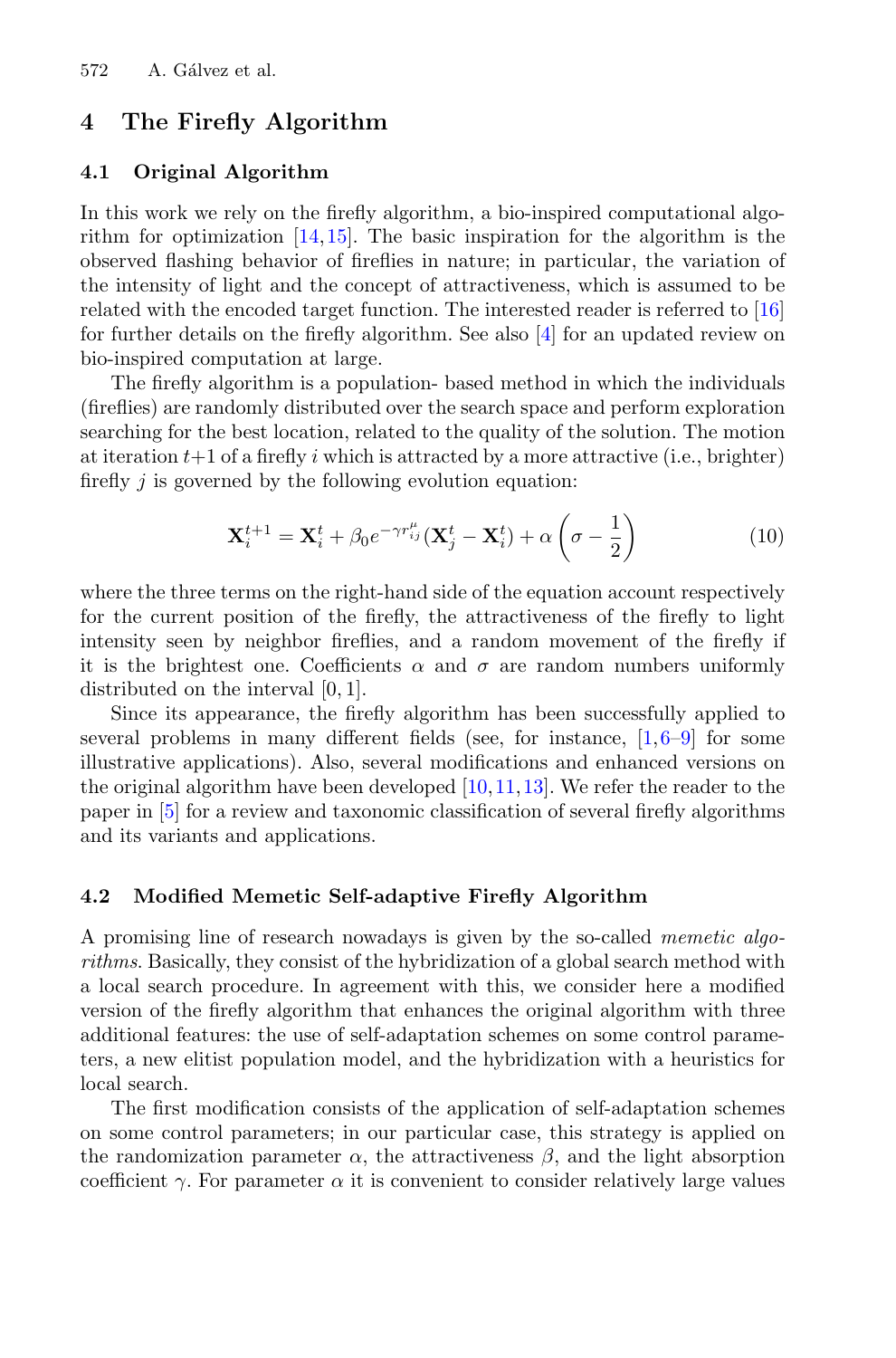## 4 The Firefly Algorithm

### 4.1 Original Algorithm

In this work we rely on the firefly algorithm, a bio-inspired computational algorithm for optimization [14,15]. The basic inspiration for the algorithm is the observed flashing behavior of fireflies in nature; in particular, the variation of the intensity of light and the concept of attractiveness, which is assumed to be related with the encoded target function. The interested reader is referred to [16] for further details on the firefly algorithm. See also [4] for an updated review on bio-inspired computation at large.

The firefly algorithm is a population- based method in which the individuals (fireflies) are randomly distributed over the search space and perform exploration searching for the best location, related to the quality of the solution. The motion at iteration $t+1$ of a firefly $i$ which is attracted by a more attractive (i.e., brighter) firefly $j$ is governed by the following evolution equation:

$$\mathbf{X}_i^{t+1} = \mathbf{X}_i^t + \beta_0 e^{-\gamma r_{ij}^{\mu}} (\mathbf{X}_j^t - \mathbf{X}_i^t) + \alpha \left( \sigma - \frac{1}{2} \right) \tag{10}$$

where the three terms on the right-hand side of the equation account respectively for the current position of the firefly, the attractiveness of the firefly to light intensity seen by neighbor fireflies, and a random movement of the firefly if it is the brightest one. Coefficients $\alpha$ and $\sigma$ are random numbers uniformly distributed on the interval $[0, 1]$.

Since its appearance, the firefly algorithm has been successfully applied to several problems in many different fields (see, for instance, [1,6–9] for some illustrative applications). Also, several modifications and enhanced versions on the original algorithm have been developed [10,11,13]. We refer the reader to the paper in [5] for a review and taxonomic classification of several firefly algorithms and its variants and applications.

### 4.2 Modified Memetic Self-adaptive Firefly Algorithm

A promising line of research nowadays is given by the so-called *memetic algorithms*. Basically, they consist of the hybridization of a global search method with a local search procedure. In agreement with this, we consider here a modified version of the firefly algorithm that enhances the original algorithm with three additional features: the use of self-adaptation schemes on some control parameters, a new elitist population model, and the hybridization with a heuristics for local search.

The first modification consists of the application of self-adaptation schemes on some control parameters; in our particular case, this strategy is applied on the randomization parameter $\alpha$, the attractiveness $\beta$, and the light absorption coefficient $\gamma$. For parameter $\alpha$ it is convenient to consider relatively large values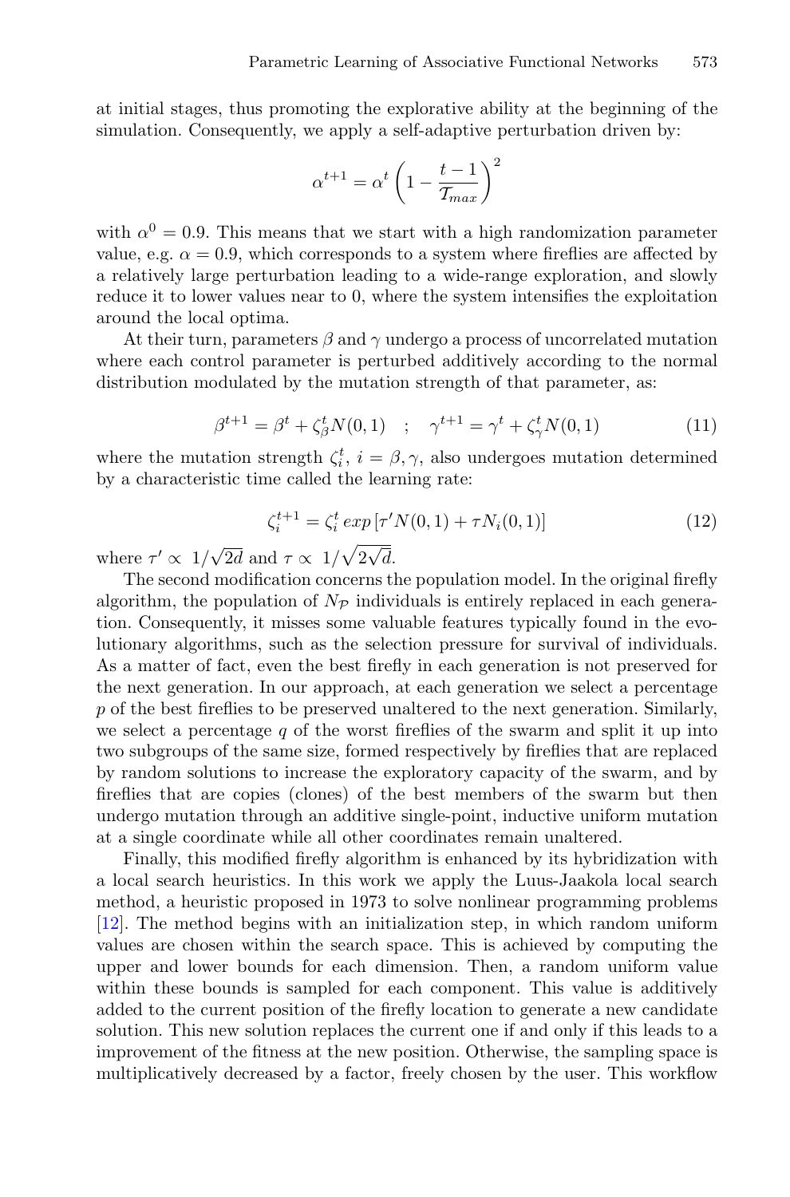at initial stages, thus promoting the explorative ability at the beginning of the simulation. Consequently, we apply a self-adaptive perturbation driven by:

$$\alpha^{t+1} = \alpha^t \left(1 - \frac{t-1}{\mathcal{T}_{max}}\right)^2$$

with $\alpha^0 = 0.9$. This means that we start with a high randomization parameter value, e.g. $\alpha = 0.9$, which corresponds to a system where fireflies are affected by a relatively large perturbation leading to a wide-range exploration, and slowly reduce it to lower values near to 0, where the system intensifies the exploitation around the local optima.

At their turn, parameters $\beta$ and $\gamma$ undergo a process of uncorrelated mutation where each control parameter is perturbed additively according to the normal distribution modulated by the mutation strength of that parameter, as:

$$\beta^{t+1} = \beta^t + \zeta^t_\beta N(0,1) \quad ; \quad \gamma^{t+1} = \gamma^t + \zeta^t_\gamma N(0,1) \tag{11}$$

where the mutation strength $\zeta^t_i$, $i = \beta, \gamma$, also undergoes mutation determined by a characteristic time called the learning rate:

$$\zeta^{t+1}_i = \zeta^t_i \, exp\left[\tau' N(0,1) + \tau N_i(0,1)\right] \tag{12}$$

where $\tau' \propto 1/\sqrt{2d}$ and $\tau \propto 1/\sqrt{2\sqrt{d}}$.

The second modification concerns the population model. In the original firefly algorithm, the population of $N_{\mathcal{P}}$ individuals is entirely replaced in each generation. Consequently, it misses some valuable features typically found in the evolutionary algorithms, such as the selection pressure for survival of individuals. As a matter of fact, even the best firefly in each generation is not preserved for the next generation. In our approach, at each generation we select a percentage $p$ of the best fireflies to be preserved unaltered to the next generation. Similarly, we select a percentage $q$ of the worst fireflies of the swarm and split it up into two subgroups of the same size, formed respectively by fireflies that are replaced by random solutions to increase the exploratory capacity of the swarm, and by fireflies that are copies (clones) of the best members of the swarm but then undergo mutation through an additive single-point, inductive uniform mutation at a single coordinate while all other coordinates remain unaltered.

Finally, this modified firefly algorithm is enhanced by its hybridization with a local search heuristics. In this work we apply the Luus-Jaakola local search method, a heuristic proposed in 1973 to solve nonlinear programming problems [12]. The method begins with an initialization step, in which random uniform values are chosen within the search space. This is achieved by computing the upper and lower bounds for each dimension. Then, a random uniform value within these bounds is sampled for each component. This value is additively added to the current position of the firefly location to generate a new candidate solution. This new solution replaces the current one if and only if this leads to a improvement of the fitness at the new position. Otherwise, the sampling space is multiplicatively decreased by a factor, freely chosen by the user. This workflow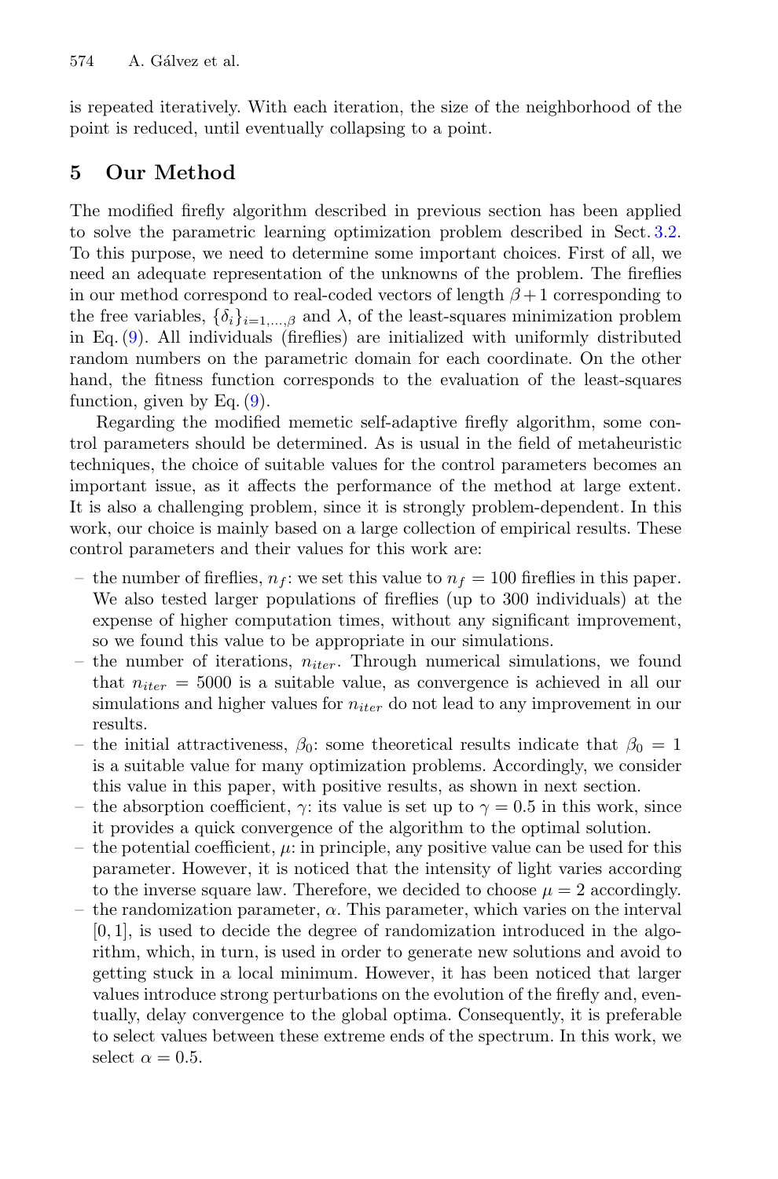is repeated iteratively. With each iteration, the size of the neighborhood of the point is reduced, until eventually collapsing to a point.

## 5 Our Method

The modified firefly algorithm described in previous section has been applied to solve the parametric learning optimization problem described in Sect. 3.2. To this purpose, we need to determine some important choices. First of all, we need an adequate representation of the unknowns of the problem. The fireflies in our method correspond to real-coded vectors of length $\beta + 1$ corresponding to the free variables, $\{\delta_i\}_{i=1,\ldots,\beta}$ and $\lambda$, of the least-squares minimization problem in Eq. (9). All individuals (fireflies) are initialized with uniformly distributed random numbers on the parametric domain for each coordinate. On the other hand, the fitness function corresponds to the evaluation of the least-squares function, given by Eq. (9).

Regarding the modified memetic self-adaptive firefly algorithm, some control parameters should be determined. As is usual in the field of metaheuristic techniques, the choice of suitable values for the control parameters becomes an important issue, as it affects the performance of the method at large extent. It is also a challenging problem, since it is strongly problem-dependent. In this work, our choice is mainly based on a large collection of empirical results. These control parameters and their values for this work are:

- the number of fireflies, $n_f$: we set this value to $n_f = 100$ fireflies in this paper. We also tested larger populations of fireflies (up to 300 individuals) at the expense of higher computation times, without any significant improvement, so we found this value to be appropriate in our simulations.
- the number of iterations, $n_{iter}$. Through numerical simulations, we found that $n_{iter} = 5000$ is a suitable value, as convergence is achieved in all our simulations and higher values for $n_{iter}$ do not lead to any improvement in our results.
- the initial attractiveness, $\beta_0$: some theoretical results indicate that $\beta_0 = 1$ is a suitable value for many optimization problems. Accordingly, we consider this value in this paper, with positive results, as shown in next section.
- the absorption coefficient, $\gamma$: its value is set up to $\gamma = 0.5$ in this work, since it provides a quick convergence of the algorithm to the optimal solution.
- the potential coefficient, $\mu$: in principle, any positive value can be used for this parameter. However, it is noticed that the intensity of light varies according to the inverse square law. Therefore, we decided to choose $\mu = 2$ accordingly.
- the randomization parameter, $\alpha$. This parameter, which varies on the interval $[0, 1]$, is used to decide the degree of randomization introduced in the algorithm, which, in turn, is used in order to generate new solutions and avoid to getting stuck in a local minimum. However, it has been noticed that larger values introduce strong perturbations on the evolution of the firefly and, eventually, delay convergence to the global optima. Consequently, it is preferable to select values between these extreme ends of the spectrum. In this work, we select $\alpha = 0.5$.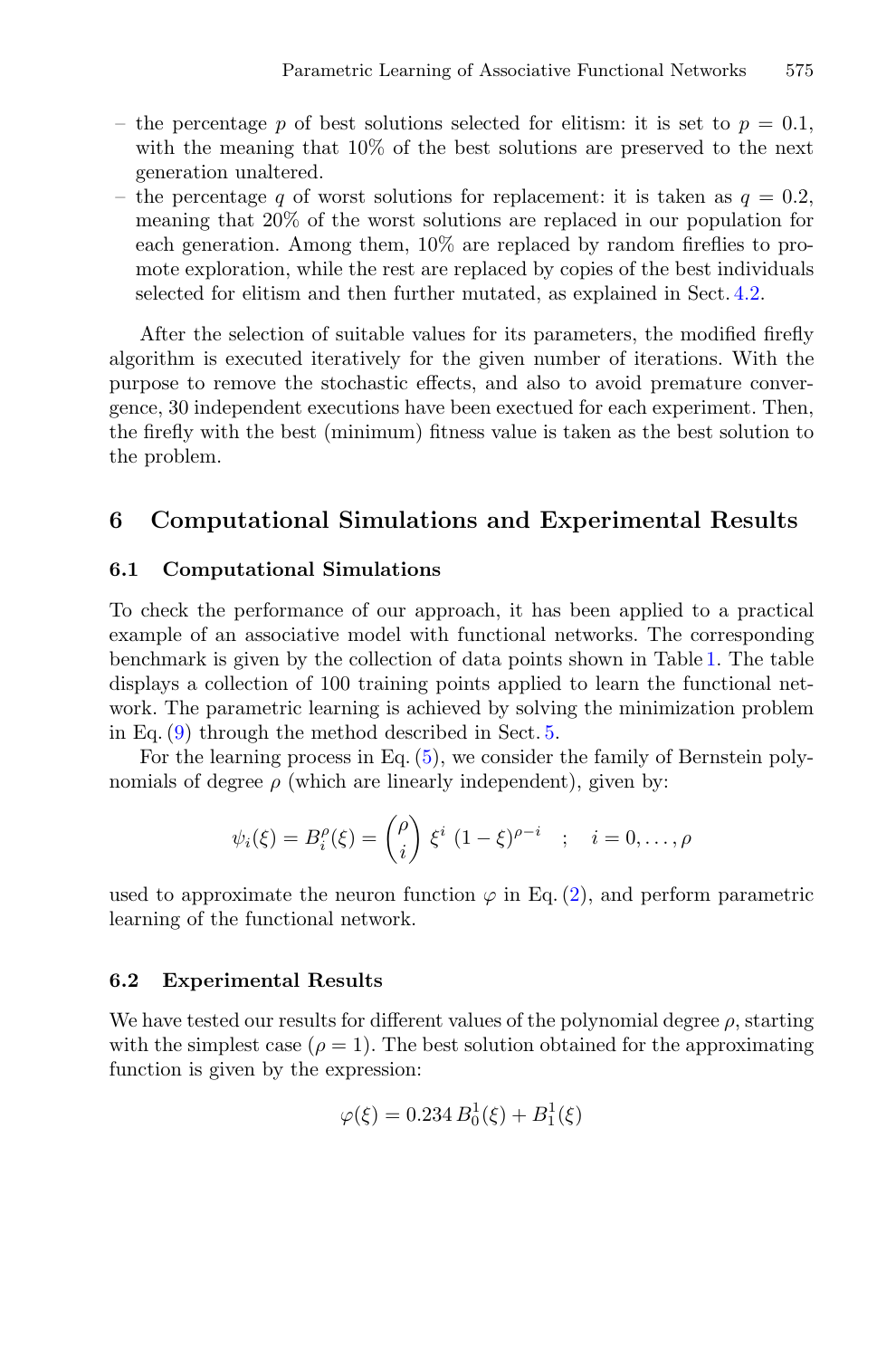- the percentage $p$ of best solutions selected for elitism: it is set to $p = 0.1$, with the meaning that 10% of the best solutions are preserved to the next generation unaltered.
- the percentage $q$ of worst solutions for replacement: it is taken as $q = 0.2$, meaning that 20% of the worst solutions are replaced in our population for each generation. Among them, 10% are replaced by random fireflies to promote exploration, while the rest are replaced by copies of the best individuals selected for elitism and then further mutated, as explained in Sect. 4.2.

After the selection of suitable values for its parameters, the modified firefly algorithm is executed iteratively for the given number of iterations. With the purpose to remove the stochastic effects, and also to avoid premature convergence, 30 independent executions have been exectued for each experiment. Then, the firefly with the best (minimum) fitness value is taken as the best solution to the problem.

## 6 Computational Simulations and Experimental Results

### 6.1 Computational Simulations

To check the performance of our approach, it has been applied to a practical example of an associative model with functional networks. The corresponding benchmark is given by the collection of data points shown in Table 1. The table displays a collection of 100 training points applied to learn the functional network. The parametric learning is achieved by solving the minimization problem in Eq. (9) through the method described in Sect. 5.

For the learning process in Eq. (5), we consider the family of Bernstein polynomials of degree $\rho$ (which are linearly independent), given by:

$$\psi_i(\xi) = B_i^{\rho}(\xi) = \binom{\rho}{i} \xi^i \, (1-\xi)^{\rho - i} \quad ; \quad i = 0, \ldots, \rho$$

used to approximate the neuron function $\varphi$ in Eq. (2), and perform parametric learning of the functional network.

### 6.2 Experimental Results

We have tested our results for different values of the polynomial degree $\rho$, starting with the simplest case ($\rho = 1$). The best solution obtained for the approximating function is given by the expression:

$$\varphi(\xi) = 0.234 \, B_0^1(\xi) + B_1^1(\xi)$$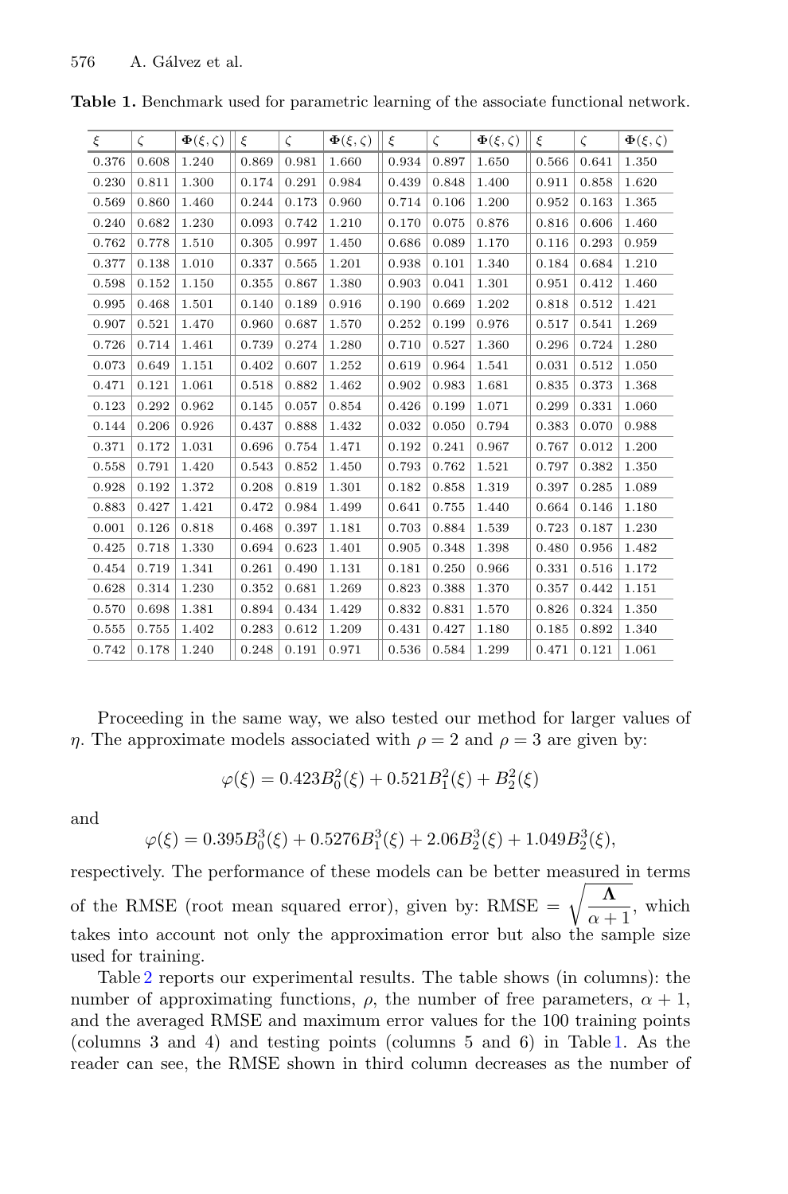**Table 1.** Benchmark used for parametric learning of the associate functional network.

| $\xi$ | $\zeta$ | $\mathbf{\Phi}(\xi,\zeta)$ | $\xi$ | $\zeta$ | $\mathbf{\Phi}(\xi,\zeta)$ | $\xi$ | $\zeta$ | $\mathbf{\Phi}(\xi,\zeta)$ | $\xi$ | $\zeta$ | $\mathbf{\Phi}(\xi,\zeta)$ |
|---|---|---|---|---|---|---|---|---|---|---|---|
| 0.376 | 0.608 | 1.240 | 0.869 | 0.981 | 1.660 | 0.934 | 0.897 | 1.650 | 0.566 | 0.641 | 1.350 |
| 0.230 | 0.811 | 1.300 | 0.174 | 0.291 | 0.984 | 0.439 | 0.848 | 1.400 | 0.911 | 0.858 | 1.620 |
| 0.569 | 0.860 | 1.460 | 0.244 | 0.173 | 0.960 | 0.714 | 0.106 | 1.200 | 0.952 | 0.163 | 1.365 |
| 0.240 | 0.682 | 1.230 | 0.093 | 0.742 | 1.210 | 0.170 | 0.075 | 0.876 | 0.816 | 0.606 | 1.460 |
| 0.762 | 0.778 | 1.510 | 0.305 | 0.997 | 1.450 | 0.686 | 0.089 | 1.170 | 0.116 | 0.293 | 0.959 |
| 0.377 | 0.138 | 1.010 | 0.337 | 0.565 | 1.201 | 0.938 | 0.101 | 1.340 | 0.184 | 0.684 | 1.210 |
| 0.598 | 0.152 | 1.150 | 0.355 | 0.867 | 1.380 | 0.903 | 0.041 | 1.301 | 0.951 | 0.412 | 1.460 |
| 0.995 | 0.468 | 1.501 | 0.140 | 0.189 | 0.916 | 0.190 | 0.669 | 1.202 | 0.818 | 0.512 | 1.421 |
| 0.907 | 0.521 | 1.470 | 0.960 | 0.687 | 1.570 | 0.252 | 0.199 | 0.976 | 0.517 | 0.541 | 1.269 |
| 0.726 | 0.714 | 1.461 | 0.739 | 0.274 | 1.280 | 0.710 | 0.527 | 1.360 | 0.296 | 0.724 | 1.280 |
| 0.073 | 0.649 | 1.151 | 0.402 | 0.607 | 1.252 | 0.619 | 0.964 | 1.541 | 0.031 | 0.512 | 1.050 |
| 0.471 | 0.121 | 1.061 | 0.518 | 0.882 | 1.462 | 0.902 | 0.983 | 1.681 | 0.835 | 0.373 | 1.368 |
| 0.123 | 0.292 | 0.962 | 0.145 | 0.057 | 0.854 | 0.426 | 0.199 | 1.071 | 0.299 | 0.331 | 1.060 |
| 0.144 | 0.206 | 0.926 | 0.437 | 0.888 | 1.432 | 0.032 | 0.050 | 0.794 | 0.383 | 0.070 | 0.988 |
| 0.371 | 0.172 | 1.031 | 0.696 | 0.754 | 1.471 | 0.192 | 0.241 | 0.967 | 0.767 | 0.012 | 1.200 |
| 0.558 | 0.791 | 1.420 | 0.543 | 0.852 | 1.450 | 0.793 | 0.762 | 1.521 | 0.797 | 0.382 | 1.350 |
| 0.928 | 0.192 | 1.372 | 0.208 | 0.819 | 1.301 | 0.182 | 0.858 | 1.319 | 0.397 | 0.285 | 1.089 |
| 0.883 | 0.427 | 1.421 | 0.472 | 0.984 | 1.499 | 0.641 | 0.755 | 1.440 | 0.664 | 0.146 | 1.180 |
| 0.001 | 0.126 | 0.818 | 0.468 | 0.397 | 1.181 | 0.703 | 0.884 | 1.539 | 0.723 | 0.187 | 1.230 |
| 0.425 | 0.718 | 1.330 | 0.694 | 0.623 | 1.401 | 0.905 | 0.348 | 1.398 | 0.480 | 0.956 | 1.482 |
| 0.454 | 0.719 | 1.341 | 0.261 | 0.490 | 1.131 | 0.181 | 0.250 | 0.966 | 0.331 | 0.516 | 1.172 |
| 0.628 | 0.314 | 1.230 | 0.352 | 0.681 | 1.269 | 0.823 | 0.388 | 1.370 | 0.357 | 0.442 | 1.151 |
| 0.570 | 0.698 | 1.381 | 0.894 | 0.434 | 1.429 | 0.832 | 0.831 | 1.570 | 0.826 | 0.324 | 1.350 |
| 0.555 | 0.755 | 1.402 | 0.283 | 0.612 | 1.209 | 0.431 | 0.427 | 1.180 | 0.185 | 0.892 | 1.340 |
| 0.742 | 0.178 | 1.240 | 0.248 | 0.191 | 0.971 | 0.536 | 0.584 | 1.299 | 0.471 | 0.121 | 1.061 |

Proceeding in the same way, we also tested our method for larger values of $\eta$. The approximate models associated with $\rho = 2$ and $\rho = 3$ are given by:

$$\varphi(\xi) = 0.423B_0^2(\xi) + 0.521B_1^2(\xi) + B_2^2(\xi)$$

and

$$\varphi(\xi) = 0.395B_0^3(\xi) + 0.5276B_1^3(\xi) + 2.06B_2^3(\xi) + 1.049B_2^3(\xi),$$

respectively. The performance of these models can be better measured in terms of the RMSE (root mean squared error), given by: RMSE $= \sqrt{\dfrac{\mathbf{\Lambda}}{\alpha+1}}$, which takes into account not only the approximation error but also the sample size used for training.

Table 2 reports our experimental results. The table shows (in columns): the number of approximating functions, $\rho$, the number of free parameters, $\alpha + 1$, and the averaged RMSE and maximum error values for the 100 training points (columns 3 and 4) and testing points (columns 5 and 6) in Table 1. As the reader can see, the RMSE shown in third column decreases as the number of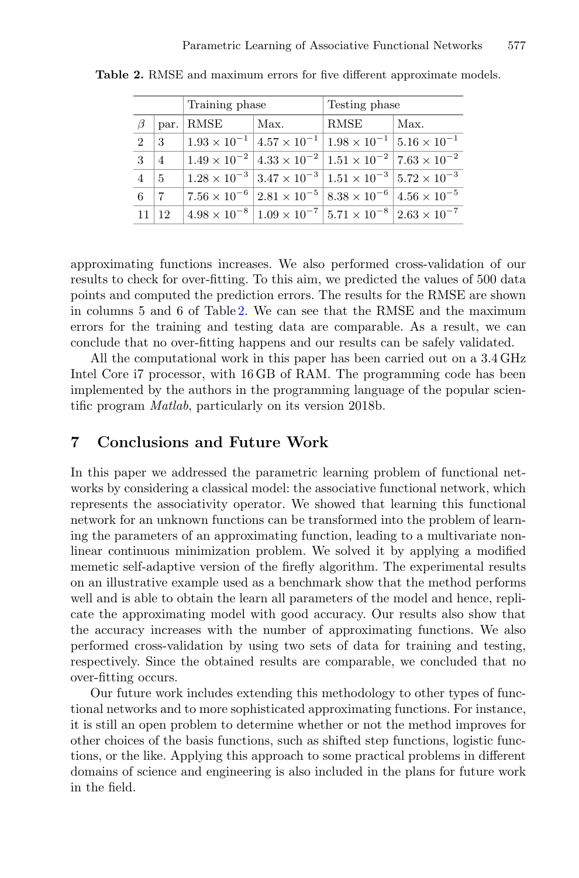**Table 2.** RMSE and maximum errors for five different approximate models.

| | | Training phase | | Testing phase | |
|---|---|---|---|---|---|
| $\beta$ | par. | RMSE | Max. | RMSE | Max. |
| 2 | 3 | $1.93 \times 10^{-1}$ | $4.57 \times 10^{-1}$ | $1.98 \times 10^{-1}$ | $5.16 \times 10^{-1}$ |
| 3 | 4 | $1.49 \times 10^{-2}$ | $4.33 \times 10^{-2}$ | $1.51 \times 10^{-2}$ | $7.63 \times 10^{-2}$ |
| 4 | 5 | $1.28 \times 10^{-3}$ | $3.47 \times 10^{-3}$ | $1.51 \times 10^{-3}$ | $5.72 \times 10^{-3}$ |
| 6 | 7 | $7.56 \times 10^{-6}$ | $2.81 \times 10^{-5}$ | $8.38 \times 10^{-6}$ | $4.56 \times 10^{-5}$ |
| 11 | 12 | $4.98 \times 10^{-8}$ | $1.09 \times 10^{-7}$ | $5.71 \times 10^{-8}$ | $2.63 \times 10^{-7}$ |

approximating functions increases. We also performed cross-validation of our results to check for over-fitting. To this aim, we predicted the values of 500 data points and computed the prediction errors. The results for the RMSE are shown in columns 5 and 6 of Table 2. We can see that the RMSE and the maximum errors for the training and testing data are comparable. As a result, we can conclude that no over-fitting happens and our results can be safely validated.

All the computational work in this paper has been carried out on a 3.4 GHz Intel Core i7 processor, with 16 GB of RAM. The programming code has been implemented by the authors in the programming language of the popular scientific program *Matlab*, particularly on its version 2018b.

## 7 Conclusions and Future Work

In this paper we addressed the parametric learning problem of functional networks by considering a classical model: the associative functional network, which represents the associativity operator. We showed that learning this functional network for an unknown functions can be transformed into the problem of learning the parameters of an approximating function, leading to a multivariate nonlinear continuous minimization problem. We solved it by applying a modified memetic self-adaptive version of the firefly algorithm. The experimental results on an illustrative example used as a benchmark show that the method performs well and is able to obtain the learn all parameters of the model and hence, replicate the approximating model with good accuracy. Our results also show that the accuracy increases with the number of approximating functions. We also performed cross-validation by using two sets of data for training and testing, respectively. Since the obtained results are comparable, we concluded that no over-fitting occurs.

Our future work includes extending this methodology to other types of functional networks and to more sophisticated approximating functions. For instance, it is still an open problem to determine whether or not the method improves for other choices of the basis functions, such as shifted step functions, logistic functions, or the like. Applying this approach to some practical problems in different domains of science and engineering is also included in the plans for future work in the field.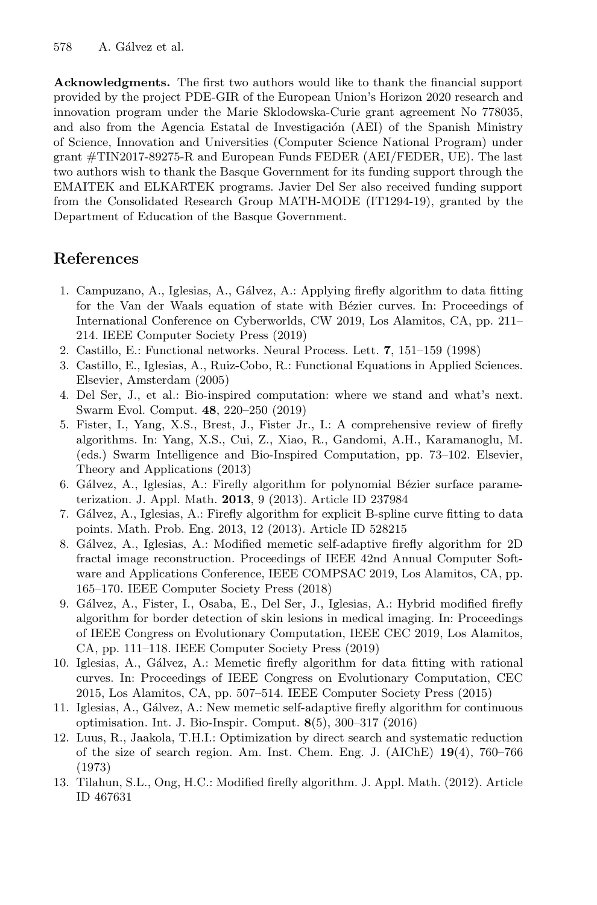**Acknowledgments.** The first two authors would like to thank the financial support provided by the project PDE-GIR of the European Union's Horizon 2020 research and innovation program under the Marie Sklodowska-Curie grant agreement No 778035, and also from the Agencia Estatal de Investigación (AEI) of the Spanish Ministry of Science, Innovation and Universities (Computer Science National Program) under grant #TIN2017-89275-R and European Funds FEDER (AEI/FEDER, UE). The last two authors wish to thank the Basque Government for its funding support through the EMAITEK and ELKARTEK programs. Javier Del Ser also received funding support from the Consolidated Research Group MATH-MODE (IT1294-19), granted by the Department of Education of the Basque Government.

## References

1. Campuzano, A., Iglesias, A., Gálvez, A.: Applying firefly algorithm to data fitting for the Van der Waals equation of state with Bézier curves. In: Proceedings of International Conference on Cyberworlds, CW 2019, Los Alamitos, CA, pp. 211–214. IEEE Computer Society Press (2019)
2. Castillo, E.: Functional networks. Neural Process. Lett. **7**, 151–159 (1998)
3. Castillo, E., Iglesias, A., Ruiz-Cobo, R.: Functional Equations in Applied Sciences. Elsevier, Amsterdam (2005)
4. Del Ser, J., et al.: Bio-inspired computation: where we stand and what's next. Swarm Evol. Comput. **48**, 220–250 (2019)
5. Fister, I., Yang, X.S., Brest, J., Fister Jr., I.: A comprehensive review of firefly algorithms. In: Yang, X.S., Cui, Z., Xiao, R., Gandomi, A.H., Karamanoglu, M. (eds.) Swarm Intelligence and Bio-Inspired Computation, pp. 73–102. Elsevier, Theory and Applications (2013)
6. Gálvez, A., Iglesias, A.: Firefly algorithm for polynomial Bézier surface parameterization. J. Appl. Math. **2013**, 9 (2013). Article ID 237984
7. Gálvez, A., Iglesias, A.: Firefly algorithm for explicit B-spline curve fitting to data points. Math. Prob. Eng. 2013, 12 (2013). Article ID 528215
8. Gálvez, A., Iglesias, A.: Modified memetic self-adaptive firefly algorithm for 2D fractal image reconstruction. Proceedings of IEEE 42nd Annual Computer Software and Applications Conference, IEEE COMPSAC 2019, Los Alamitos, CA, pp. 165–170. IEEE Computer Society Press (2018)
9. Gálvez, A., Fister, I., Osaba, E., Del Ser, J., Iglesias, A.: Hybrid modified firefly algorithm for border detection of skin lesions in medical imaging. In: Proceedings of IEEE Congress on Evolutionary Computation, IEEE CEC 2019, Los Alamitos, CA, pp. 111–118. IEEE Computer Society Press (2019)
10. Iglesias, A., Gálvez, A.: Memetic firefly algorithm for data fitting with rational curves. In: Proceedings of IEEE Congress on Evolutionary Computation, CEC 2015, Los Alamitos, CA, pp. 507–514. IEEE Computer Society Press (2015)
11. Iglesias, A., Gálvez, A.: New memetic self-adaptive firefly algorithm for continuous optimisation. Int. J. Bio-Inspir. Comput. **8**(5), 300–317 (2016)
12. Luus, R., Jaakola, T.H.I.: Optimization by direct search and systematic reduction of the size of search region. Am. Inst. Chem. Eng. J. (AIChE) **19**(4), 760–766 (1973)
13. Tilahun, S.L., Ong, H.C.: Modified firefly algorithm. J. Appl. Math. (2012). Article ID 467631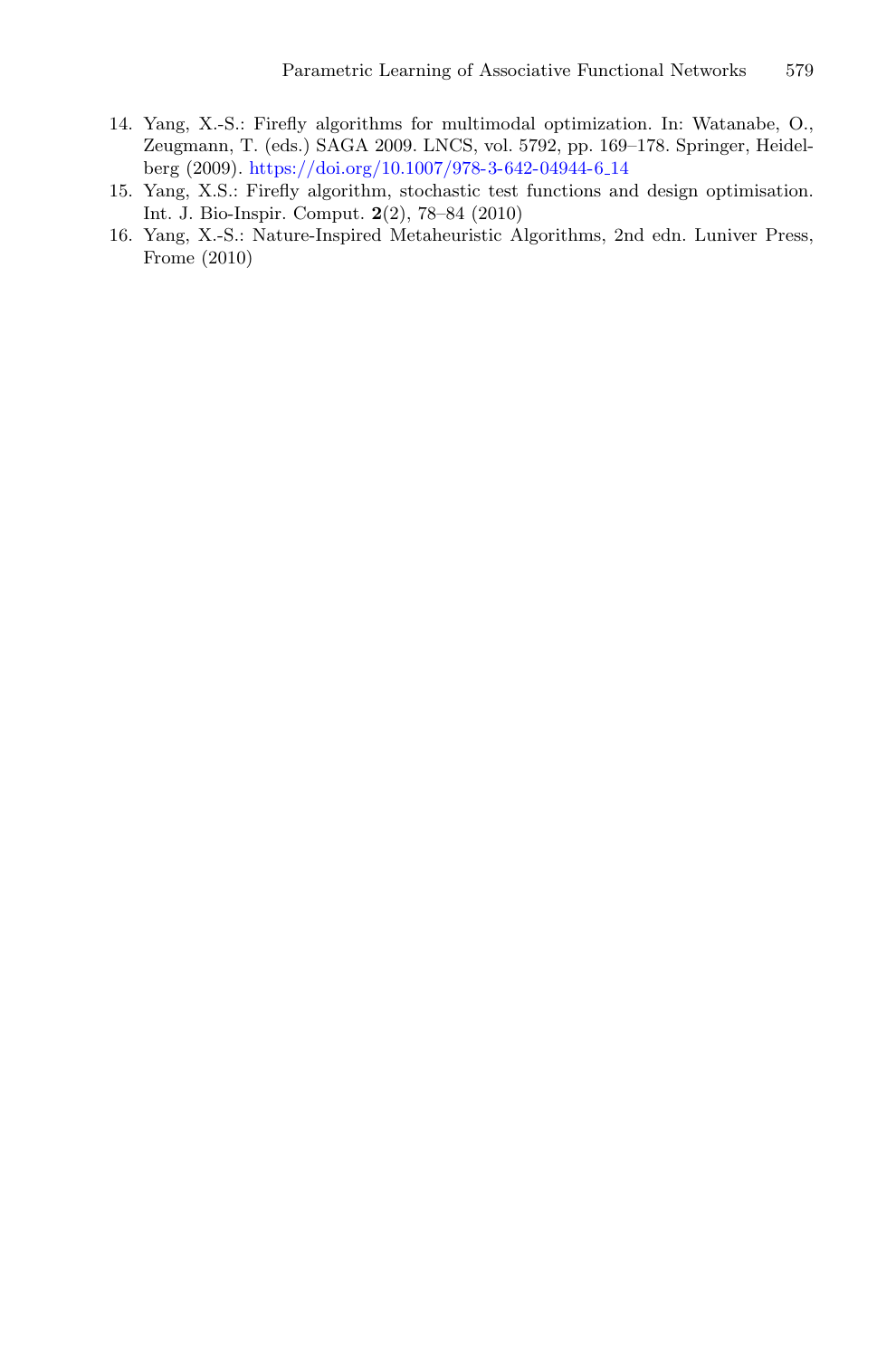14. Yang, X.-S.: Firefly algorithms for multimodal optimization. In: Watanabe, O., Zeugmann, T. (eds.) SAGA 2009. LNCS, vol. 5792, pp. 169–178. Springer, Heidelberg (2009). https://doi.org/10.1007/978-3-642-04944-6_14
15. Yang, X.S.: Firefly algorithm, stochastic test functions and design optimisation. Int. J. Bio-Inspir. Comput. **2**(2), 78–84 (2010)
16. Yang, X.-S.: Nature-Inspired Metaheuristic Algorithms, 2nd edn. Luniver Press, Frome (2010)